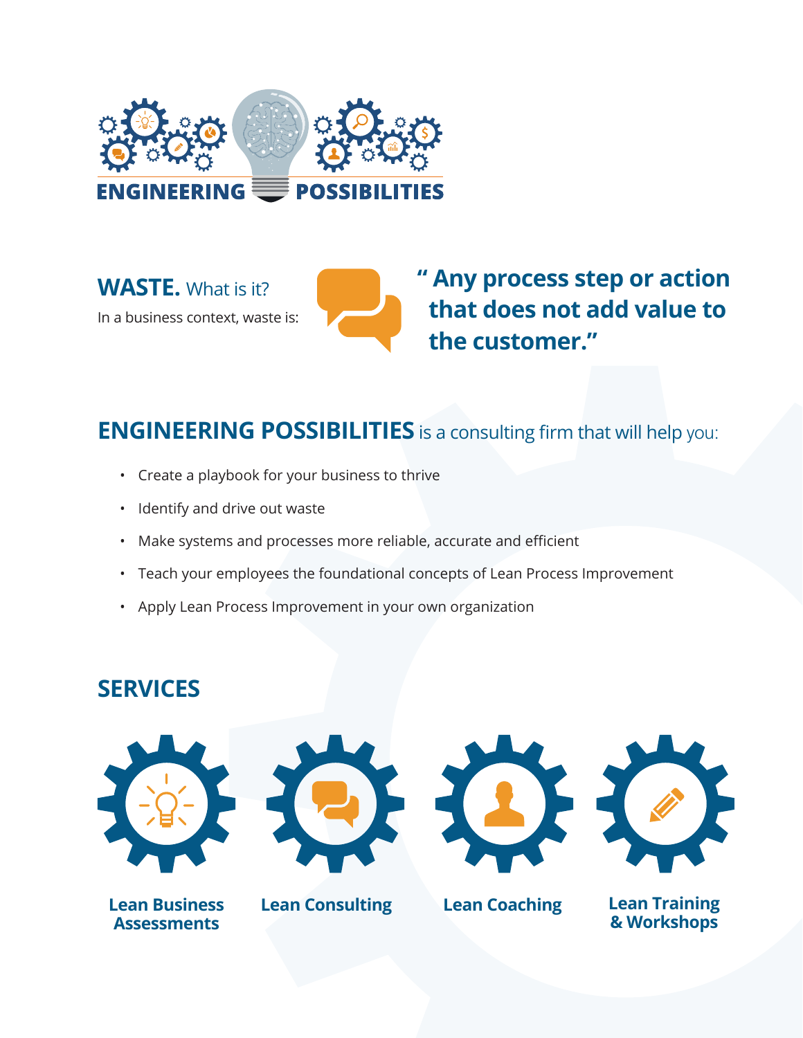# ENGINEERING POSSIBILITIES

## WASTE. What is it?

In a business context, waste is:

> **" Any process step or action that does not add value to the customer."**

## ENGINEERING POSSIBILITIES is a consulting firm that will help you:

- Create a playbook for your business to thrive
- Identify and drive out waste
- Make systems and processes more reliable, accurate and efficient
- Teach your employees the foundational concepts of Lean Process Improvement
- Apply Lean Process Improvement in your own organization

## SERVICES

- **Lean Business Assessments**
- **Lean Consulting**
- **Lean Coaching**
- **Lean Training & Workshops**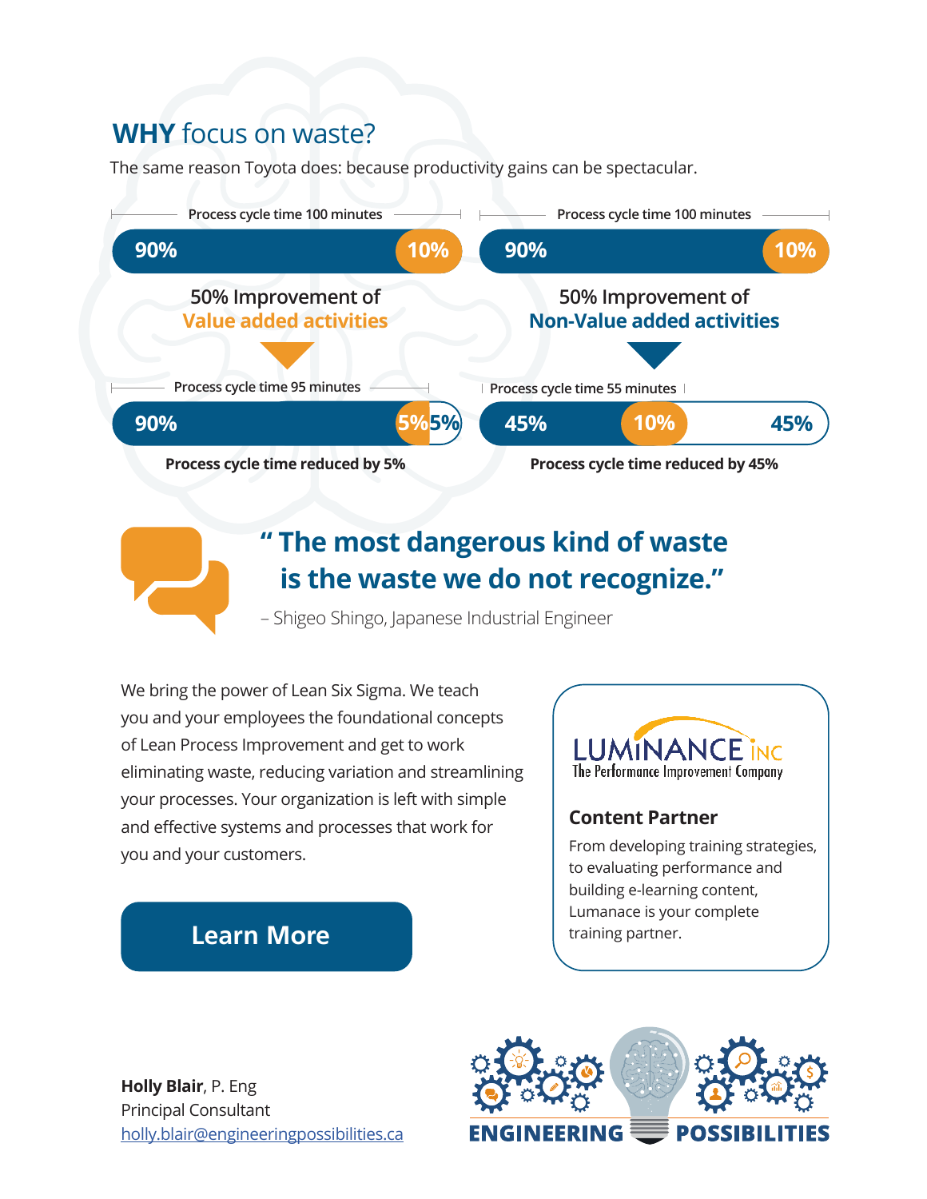## **WHY** focus on waste?

The same reason Toyota does: because productivity gains can be spectacular.

Process cycle time 100 minutes

90% 10%

50% Improvement of
Value added activities

Process cycle time 95 minutes

90% 5% 5%

Process cycle time reduced by 5%

Process cycle time 100 minutes

90% 10%

50% Improvement of
Non-Value added activities

Process cycle time 55 minutes

45% 10% 45%

Process cycle time reduced by 45%

> **" The most dangerous kind of waste is the waste we do not recognize."**
>
> – Shigeo Shingo, Japanese Industrial Engineer

We bring the power of Lean Six Sigma. We teach you and your employees the foundational concepts of Lean Process Improvement and get to work eliminating waste, reducing variation and streamlining your processes. Your organization is left with simple and effective systems and processes that work for you and your customers.

**Learn More**

LUMINANCE INC
The Performance Improvement Company

### Content Partner

From developing training strategies, to evaluating performance and building e-learning content, Lumanace is your complete training partner.

**Holly Blair**, P. Eng
Principal Consultant
holly.blair@engineeringpossibilities.ca

ENGINEERING POSSIBILITIES